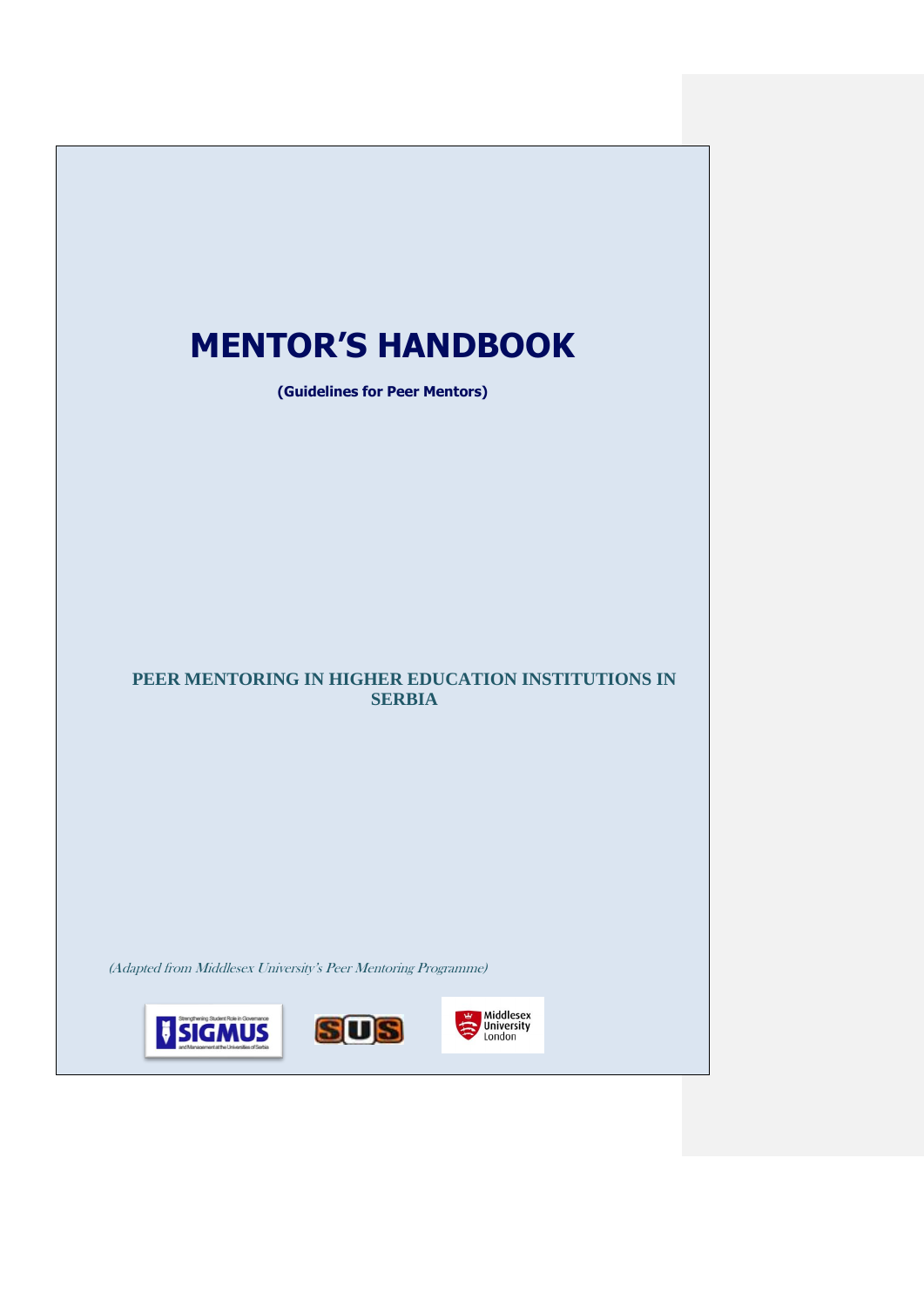# MENTOR'S HANDBOOK

**(Guidelines for Peer Mentors)**

## PEER MENTORING IN HIGHER EDUCATION INSTITUTIONS IN SERBIA

*(Adapted from Middlesex University's Peer Mentoring Programme)*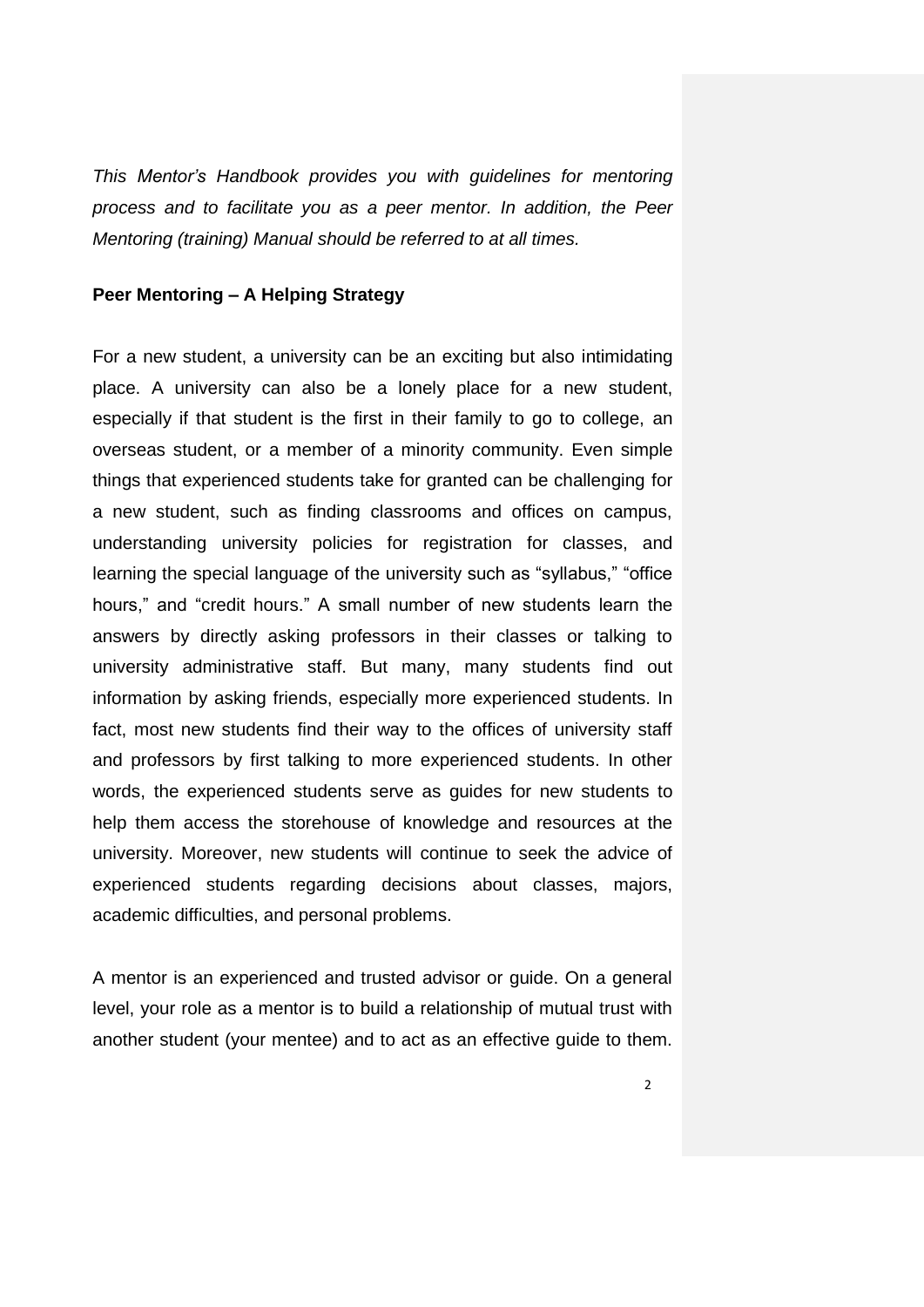*This Mentor's Handbook provides you with guidelines for mentoring process and to facilitate you as a peer mentor. In addition, the Peer Mentoring (training) Manual should be referred to at all times.*

**Peer Mentoring – A Helping Strategy**

For a new student, a university can be an exciting but also intimidating place. A university can also be a lonely place for a new student, especially if that student is the first in their family to go to college, an overseas student, or a member of a minority community. Even simple things that experienced students take for granted can be challenging for a new student, such as finding classrooms and offices on campus, understanding university policies for registration for classes, and learning the special language of the university such as "syllabus," "office hours," and "credit hours." A small number of new students learn the answers by directly asking professors in their classes or talking to university administrative staff. But many, many students find out information by asking friends, especially more experienced students. In fact, most new students find their way to the offices of university staff and professors by first talking to more experienced students. In other words, the experienced students serve as guides for new students to help them access the storehouse of knowledge and resources at the university. Moreover, new students will continue to seek the advice of experienced students regarding decisions about classes, majors, academic difficulties, and personal problems.

A mentor is an experienced and trusted advisor or guide. On a general level, your role as a mentor is to build a relationship of mutual trust with another student (your mentee) and to act as an effective guide to them.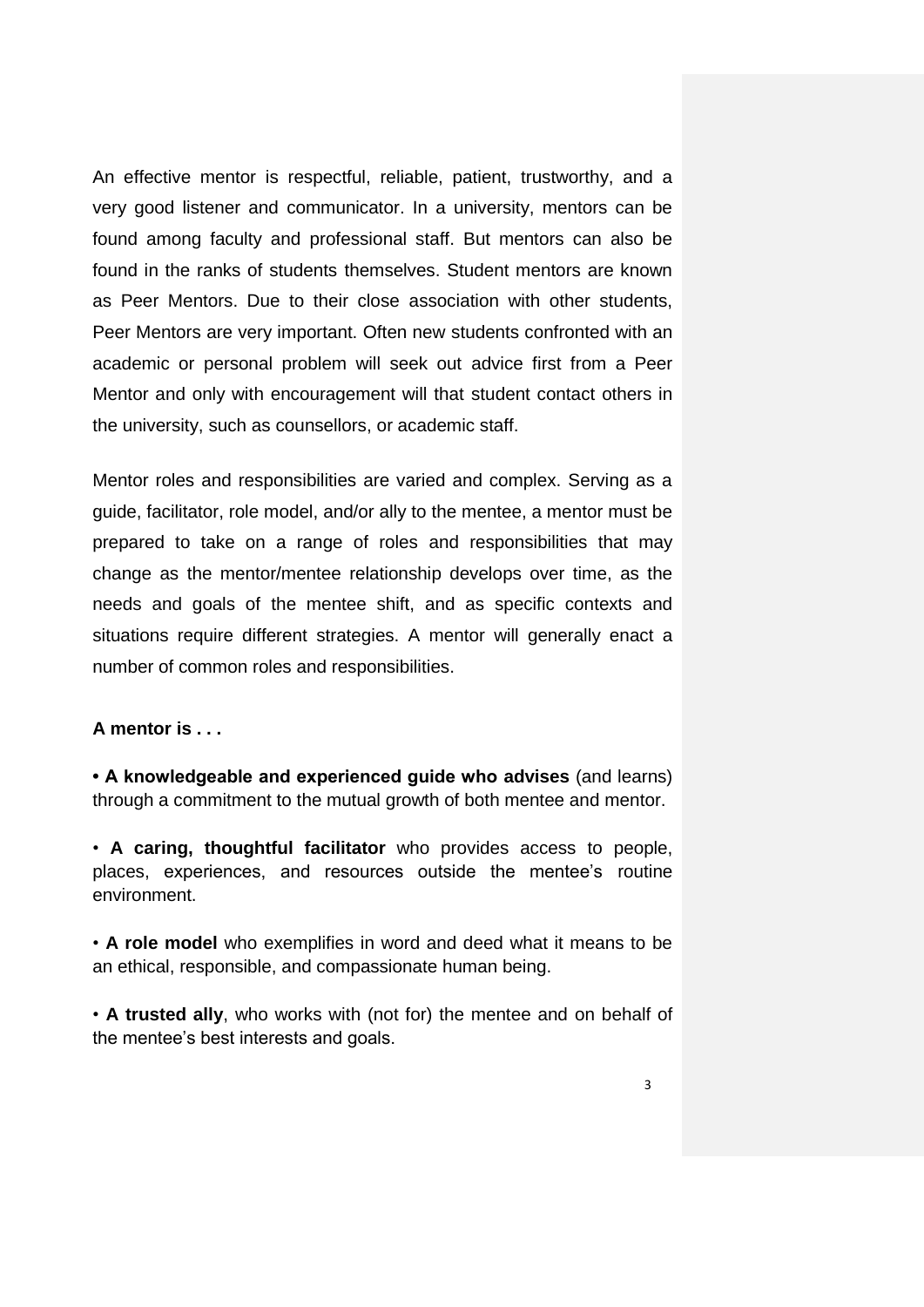An effective mentor is respectful, reliable, patient, trustworthy, and a very good listener and communicator. In a university, mentors can be found among faculty and professional staff. But mentors can also be found in the ranks of students themselves. Student mentors are known as Peer Mentors. Due to their close association with other students, Peer Mentors are very important. Often new students confronted with an academic or personal problem will seek out advice first from a Peer Mentor and only with encouragement will that student contact others in the university, such as counsellors, or academic staff.

Mentor roles and responsibilities are varied and complex. Serving as a guide, facilitator, role model, and/or ally to the mentee, a mentor must be prepared to take on a range of roles and responsibilities that may change as the mentor/mentee relationship develops over time, as the needs and goals of the mentee shift, and as specific contexts and situations require different strategies. A mentor will generally enact a number of common roles and responsibilities.

**A mentor is . . .**

- **A knowledgeable and experienced guide who advises** (and learns) through a commitment to the mutual growth of both mentee and mentor.
- **A caring, thoughtful facilitator** who provides access to people, places, experiences, and resources outside the mentee's routine environment.
- **A role model** who exemplifies in word and deed what it means to be an ethical, responsible, and compassionate human being.
- **A trusted ally**, who works with (not for) the mentee and on behalf of the mentee's best interests and goals.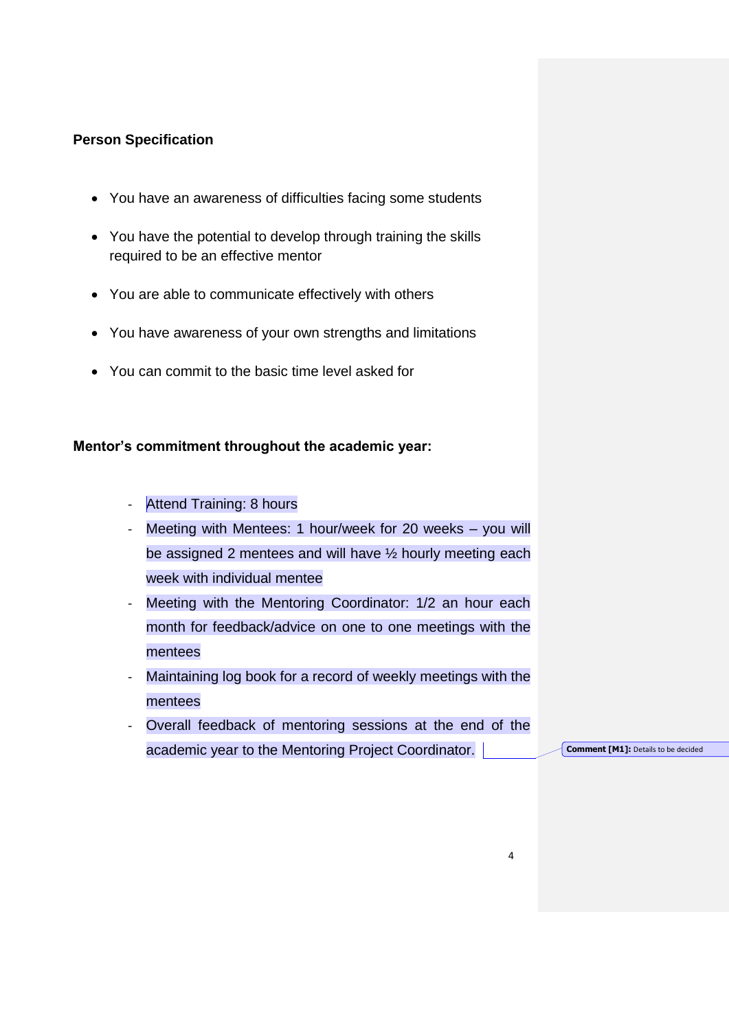**Person Specification**

- You have an awareness of difficulties facing some students
- You have the potential to develop through training the skills required to be an effective mentor
- You are able to communicate effectively with others
- You have awareness of your own strengths and limitations
- You can commit to the basic time level asked for

**Mentor's commitment throughout the academic year:**

- Attend Training: 8 hours
- Meeting with Mentees: 1 hour/week for 20 weeks – you will be assigned 2 mentees and will have ½ hourly meeting each week with individual mentee
- Meeting with the Mentoring Coordinator: 1/2 an hour each month for feedback/advice on one to one meetings with the mentees
- Maintaining log book for a record of weekly meetings with the mentees
- Overall feedback of mentoring sessions at the end of the academic year to the Mentoring Project Coordinator.

**Comment [M1]:** Details to be decided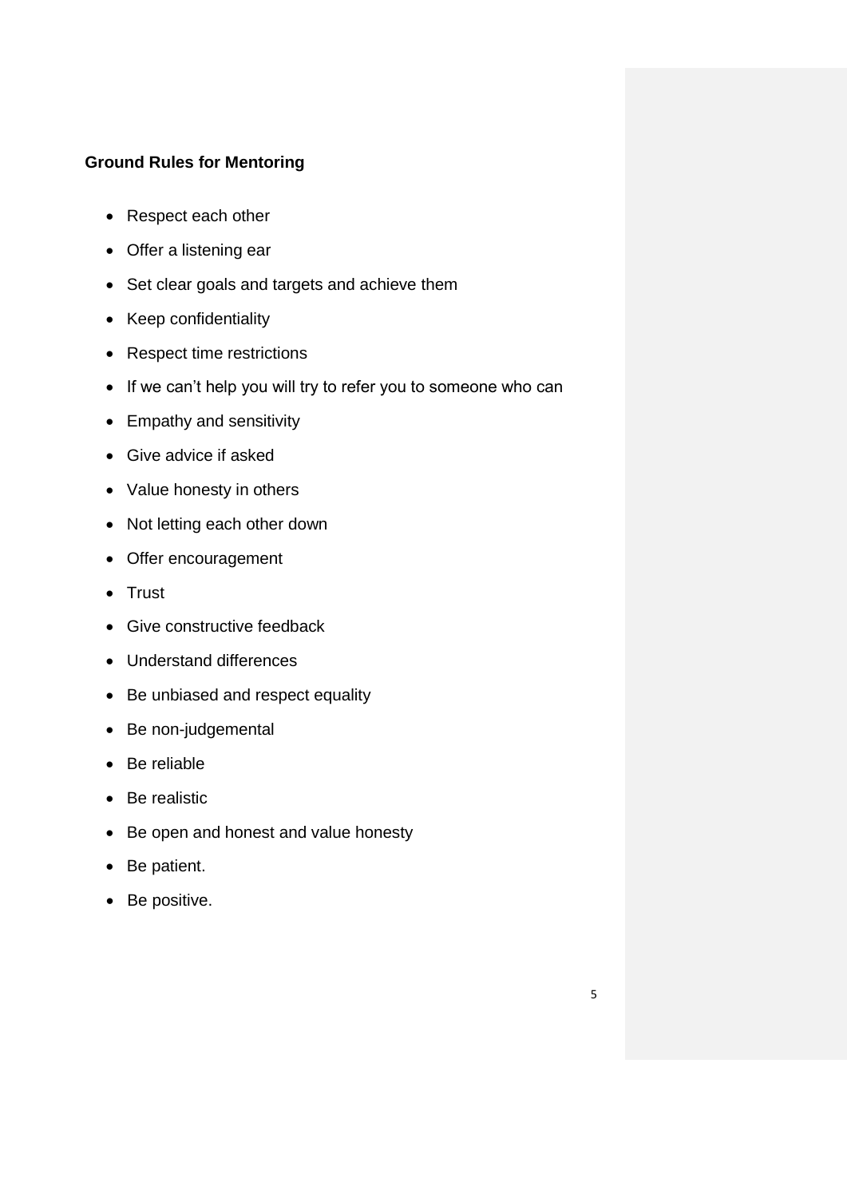**Ground Rules for Mentoring**

- Respect each other
- Offer a listening ear
- Set clear goals and targets and achieve them
- Keep confidentiality
- Respect time restrictions
- If we can't help you will try to refer you to someone who can
- Empathy and sensitivity
- Give advice if asked
- Value honesty in others
- Not letting each other down
- Offer encouragement
- Trust
- Give constructive feedback
- Understand differences
- Be unbiased and respect equality
- Be non-judgemental
- Be reliable
- Be realistic
- Be open and honest and value honesty
- Be patient.
- Be positive.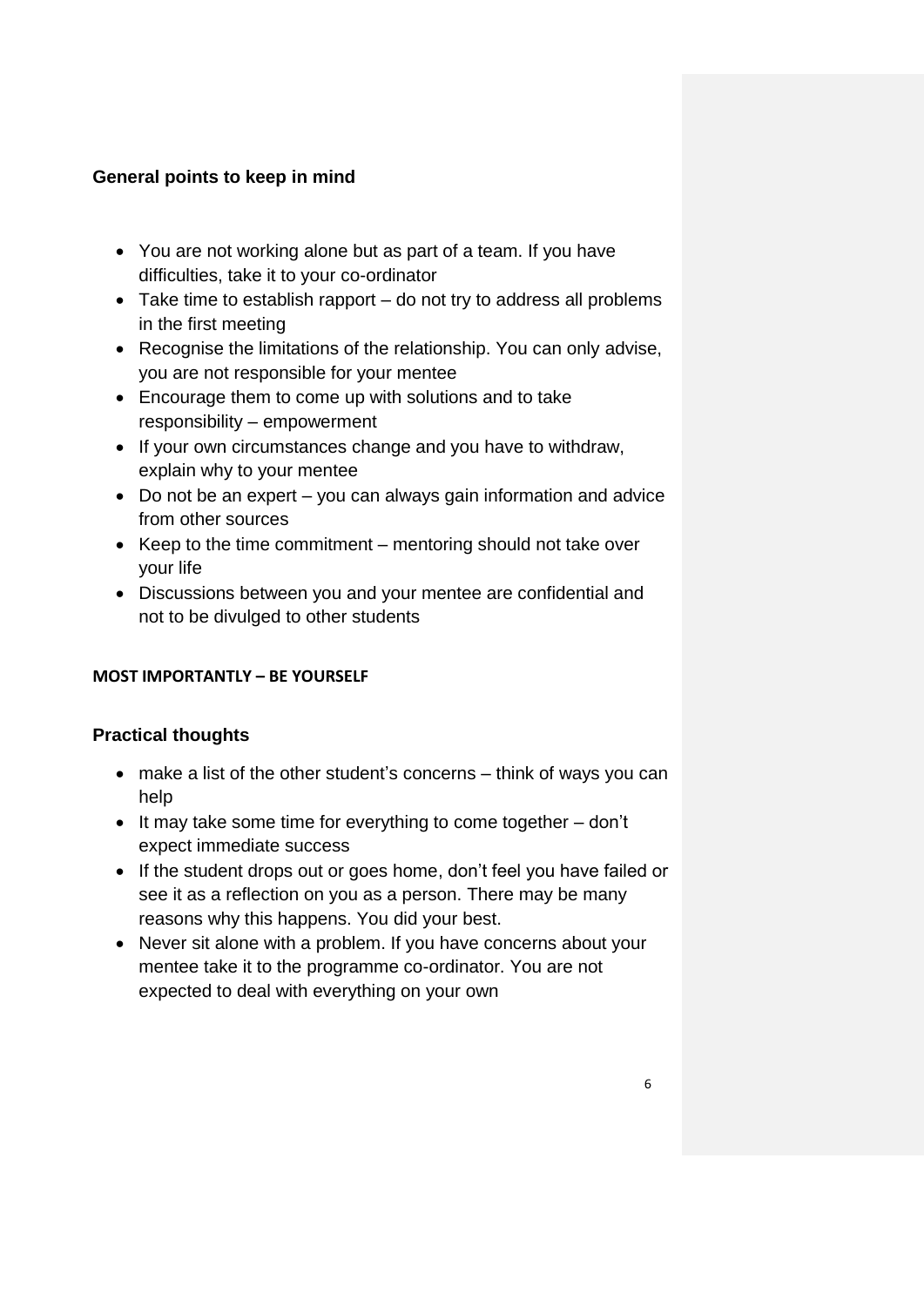## General points to keep in mind

- You are not working alone but as part of a team. If you have difficulties, take it to your co-ordinator
- Take time to establish rapport – do not try to address all problems in the first meeting
- Recognise the limitations of the relationship. You can only advise, you are not responsible for your mentee
- Encourage them to come up with solutions and to take responsibility – empowerment
- If your own circumstances change and you have to withdraw, explain why to your mentee
- Do not be an expert – you can always gain information and advice from other sources
- Keep to the time commitment – mentoring should not take over your life
- Discussions between you and your mentee are confidential and not to be divulged to other students

**MOST IMPORTANTLY – BE YOURSELF**

## Practical thoughts

- make a list of the other student's concerns – think of ways you can help
- It may take some time for everything to come together – don't expect immediate success
- If the student drops out or goes home, don't feel you have failed or see it as a reflection on you as a person. There may be many reasons why this happens. You did your best.
- Never sit alone with a problem. If you have concerns about your mentee take it to the programme co-ordinator. You are not expected to deal with everything on your own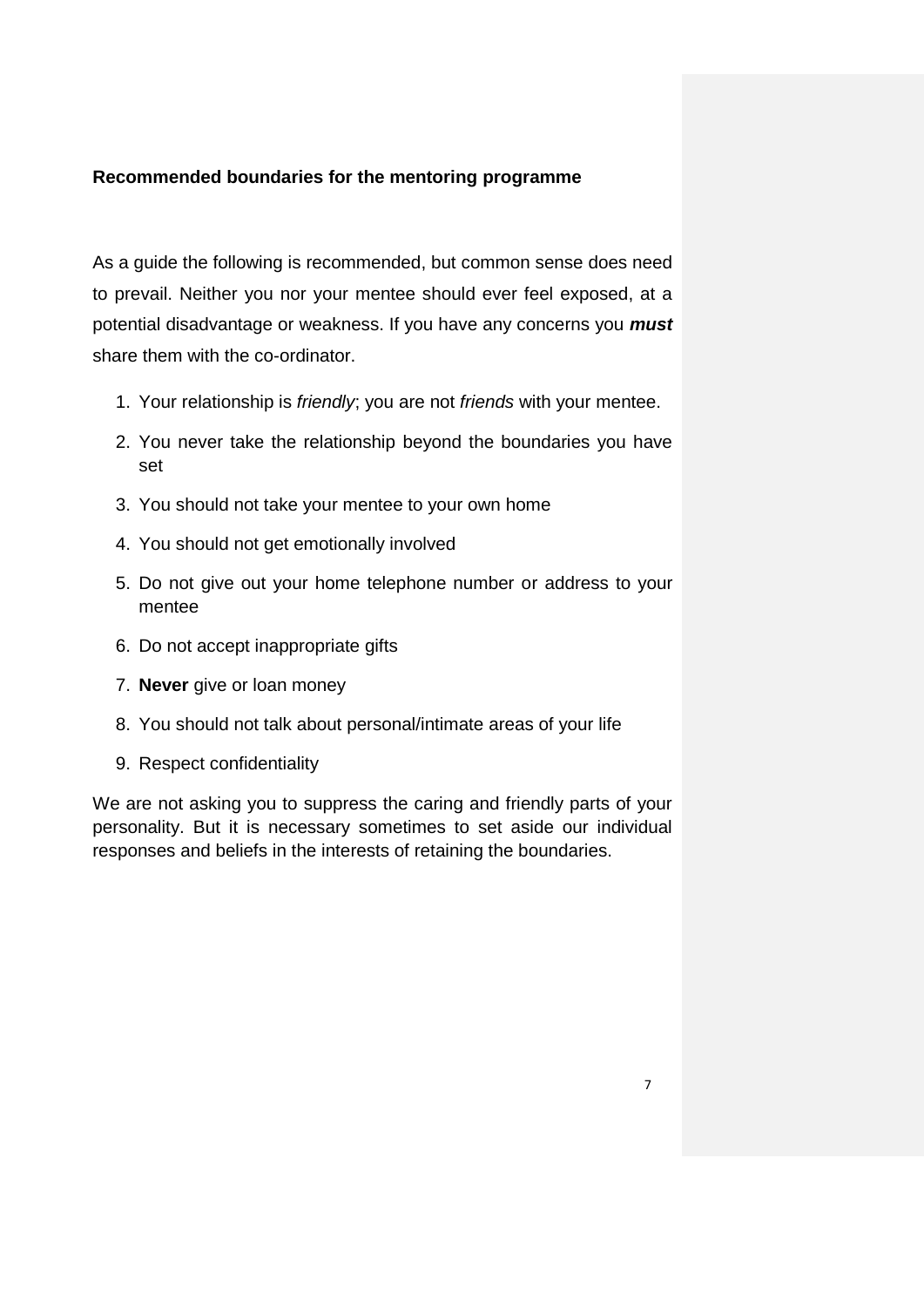**Recommended boundaries for the mentoring programme**

As a guide the following is recommended, but common sense does need to prevail. Neither you nor your mentee should ever feel exposed, at a potential disadvantage or weakness. If you have any concerns you ***must*** share them with the co-ordinator.

1. Your relationship is *friendly*; you are not *friends* with your mentee.
2. You never take the relationship beyond the boundaries you have set
3. You should not take your mentee to your own home
4. You should not get emotionally involved
5. Do not give out your home telephone number or address to your mentee
6. Do not accept inappropriate gifts
7. **Never** give or loan money
8. You should not talk about personal/intimate areas of your life
9. Respect confidentiality

We are not asking you to suppress the caring and friendly parts of your personality. But it is necessary sometimes to set aside our individual responses and beliefs in the interests of retaining the boundaries.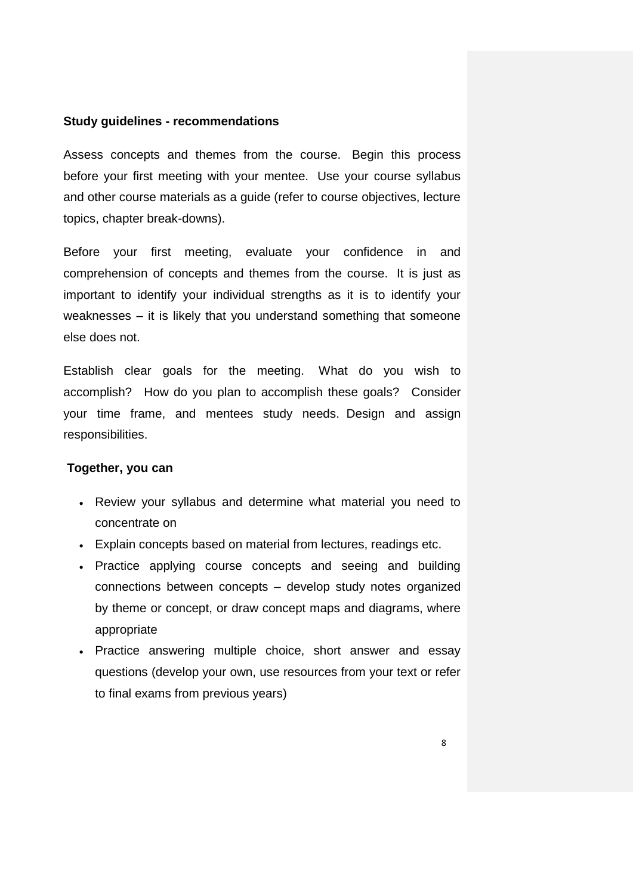**Study guidelines - recommendations**

Assess concepts and themes from the course. Begin this process before your first meeting with your mentee. Use your course syllabus and other course materials as a guide (refer to course objectives, lecture topics, chapter break-downs).

Before your first meeting, evaluate your confidence in and comprehension of concepts and themes from the course. It is just as important to identify your individual strengths as it is to identify your weaknesses – it is likely that you understand something that someone else does not.

Establish clear goals for the meeting. What do you wish to accomplish? How do you plan to accomplish these goals? Consider your time frame, and mentees study needs. Design and assign responsibilities.

**Together, you can**

- Review your syllabus and determine what material you need to concentrate on
- Explain concepts based on material from lectures, readings etc.
- Practice applying course concepts and seeing and building connections between concepts – develop study notes organized by theme or concept, or draw concept maps and diagrams, where appropriate
- Practice answering multiple choice, short answer and essay questions (develop your own, use resources from your text or refer to final exams from previous years)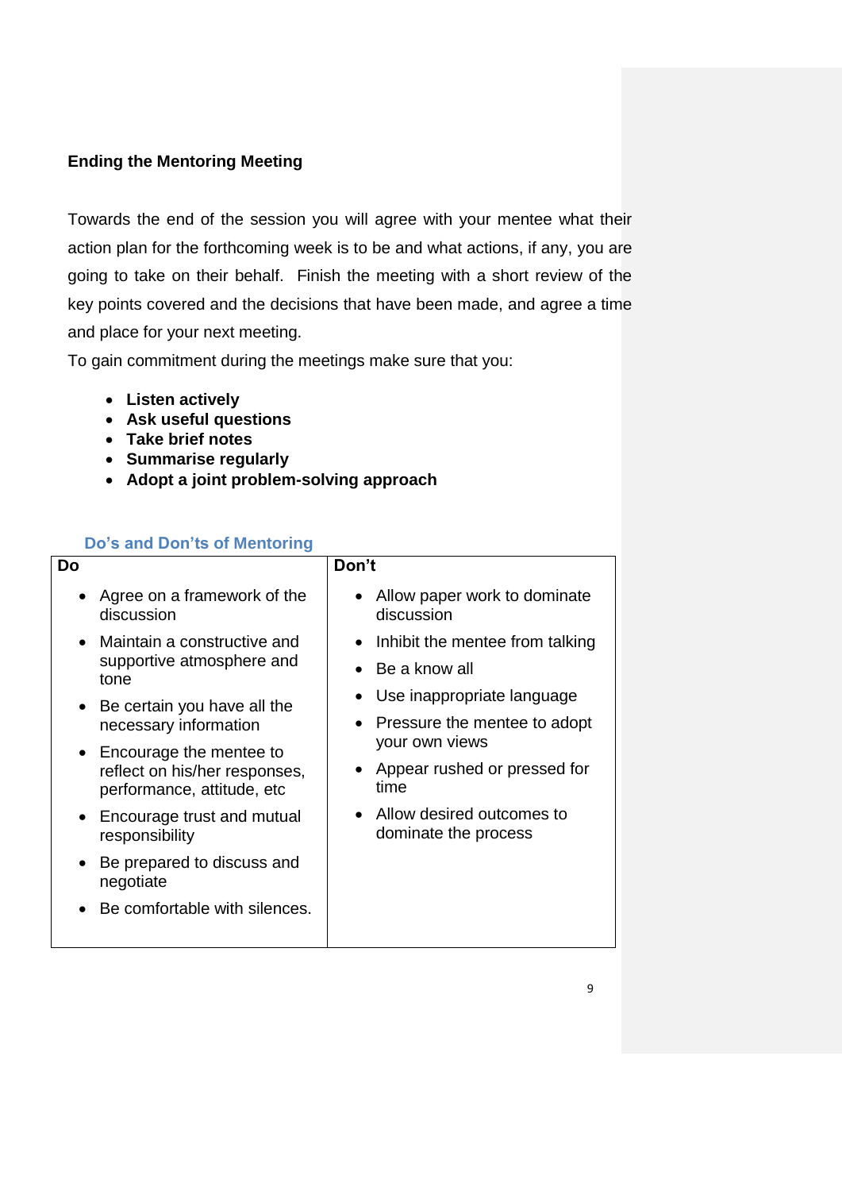## Ending the Mentoring Meeting

Towards the end of the session you will agree with your mentee what their action plan for the forthcoming week is to be and what actions, if any, you are going to take on their behalf. Finish the meeting with a short review of the key points covered and the decisions that have been made, and agree a time and place for your next meeting.

To gain commitment during the meetings make sure that you:

- **Listen actively**
- **Ask useful questions**
- **Take brief notes**
- **Summarise regularly**
- **Adopt a joint problem-solving approach**

### Do's and Don'ts of Mentoring

| Do | Don't |
| --- | --- |
| • Agree on a framework of the discussion<br>• Maintain a constructive and supportive atmosphere and tone<br>• Be certain you have all the necessary information<br>• Encourage the mentee to reflect on his/her responses, performance, attitude, etc<br>• Encourage trust and mutual responsibility<br>• Be prepared to discuss and negotiate<br>• Be comfortable with silences. | • Allow paper work to dominate discussion<br>• Inhibit the mentee from talking<br>• Be a know all<br>• Use inappropriate language<br>• Pressure the mentee to adopt your own views<br>• Appear rushed or pressed for time<br>• Allow desired outcomes to dominate the process |